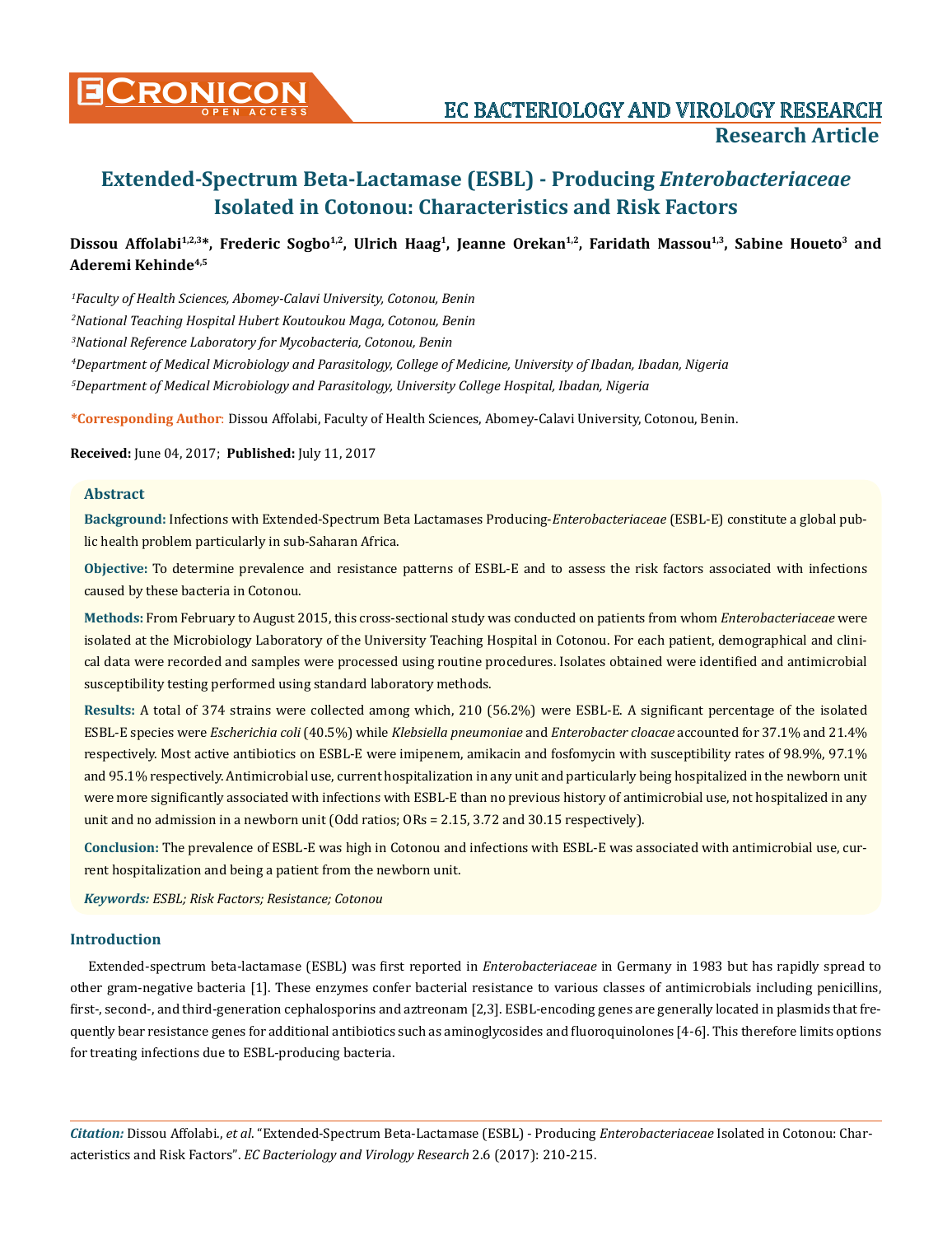# Extended-Spectrum Beta-Lactamase (ESBL) - Producing *Enterobacteriaceae* Isolated in Cotonou: Characteristics and Risk Factors

**Dissou Affolabi[1,2,3]*, Frederic Sogbo[1,2], Ulrich Haag[1], Jeanne Orekan[1,2], Faridath Massou[1,3], Sabine Houeto[3] and Aderemi Kehinde[4,5]**

*[1]Faculty of Health Sciences, Abomey-Calavi University, Cotonou, Benin*

*[2]National Teaching Hospital Hubert Koutoukou Maga, Cotonou, Benin*

*[3]National Reference Laboratory for Mycobacteria, Cotonou, Benin*

*[4]Department of Medical Microbiology and Parasitology, College of Medicine, University of Ibadan, Ibadan, Nigeria*

*[5]Department of Medical Microbiology and Parasitology, University College Hospital, Ibadan, Nigeria*

**\*Corresponding Author:** Dissou Affolabi, Faculty of Health Sciences, Abomey-Calavi University, Cotonou, Benin.

**Received:** June 04, 2017; **Published:** July 11, 2017

## Abstract

**Background:** Infections with Extended-Spectrum Beta Lactamases Producing-*Enterobacteriaceae* (ESBL-E) constitute a global public health problem particularly in sub-Saharan Africa.

**Objective:** To determine prevalence and resistance patterns of ESBL-E and to assess the risk factors associated with infections caused by these bacteria in Cotonou.

**Methods:** From February to August 2015, this cross-sectional study was conducted on patients from whom *Enterobacteriaceae* were isolated at the Microbiology Laboratory of the University Teaching Hospital in Cotonou. For each patient, demographical and clinical data were recorded and samples were processed using routine procedures. Isolates obtained were identified and antimicrobial susceptibility testing performed using standard laboratory methods.

**Results:** A total of 374 strains were collected among which, 210 (56.2%) were ESBL-E. A significant percentage of the isolated ESBL-E species were *Escherichia coli* (40.5%) while *Klebsiella pneumoniae* and *Enterobacter cloacae* accounted for 37.1% and 21.4% respectively. Most active antibiotics on ESBL-E were imipenem, amikacin and fosfomycin with susceptibility rates of 98.9%, 97.1% and 95.1% respectively. Antimicrobial use, current hospitalization in any unit and particularly being hospitalized in the newborn unit were more significantly associated with infections with ESBL-E than no previous history of antimicrobial use, not hospitalized in any unit and no admission in a newborn unit (Odd ratios; ORs = 2.15, 3.72 and 30.15 respectively).

**Conclusion:** The prevalence of ESBL-E was high in Cotonou and infections with ESBL-E was associated with antimicrobial use, current hospitalization and being a patient from the newborn unit.

***Keywords:*** *ESBL; Risk Factors; Resistance; Cotonou*

## Introduction

Extended-spectrum beta-lactamase (ESBL) was first reported in *Enterobacteriaceae* in Germany in 1983 but has rapidly spread to other gram-negative bacteria [1]. These enzymes confer bacterial resistance to various classes of antimicrobials including penicillins, first-, second-, and third-generation cephalosporins and aztreonam [2,3]. ESBL-encoding genes are generally located in plasmids that frequently bear resistance genes for additional antibiotics such as aminoglycosides and fluoroquinolones [4-6]. This therefore limits options for treating infections due to ESBL-producing bacteria.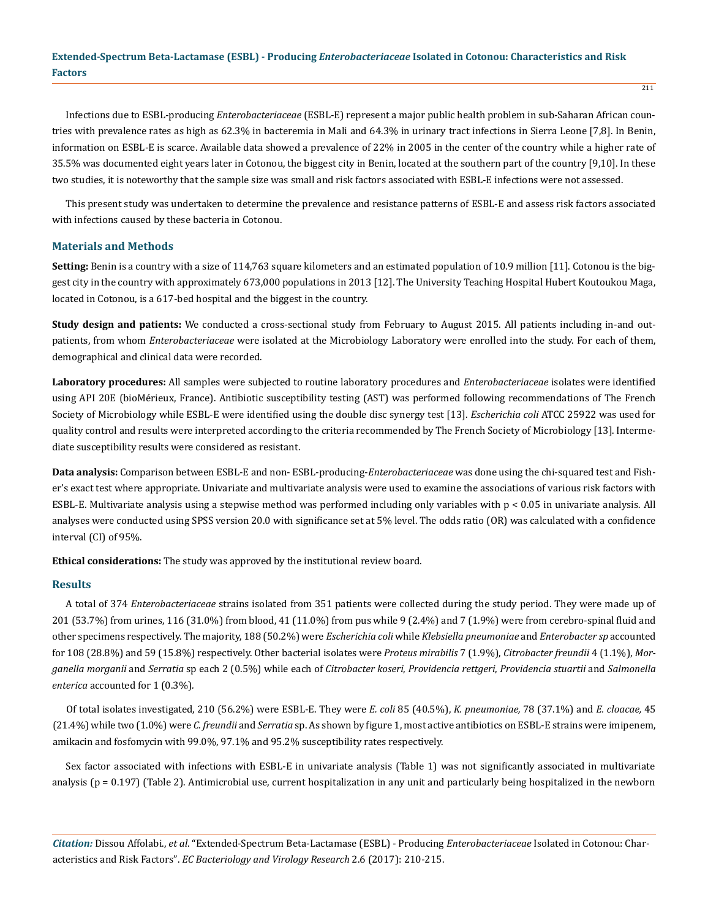Infections due to ESBL-producing *Enterobacteriaceae* (ESBL-E) represent a major public health problem in sub-Saharan African countries with prevalence rates as high as 62.3% in bacteremia in Mali and 64.3% in urinary tract infections in Sierra Leone [7,8]. In Benin, information on ESBL-E is scarce. Available data showed a prevalence of 22% in 2005 in the center of the country while a higher rate of 35.5% was documented eight years later in Cotonou, the biggest city in Benin, located at the southern part of the country [9,10]. In these two studies, it is noteworthy that the sample size was small and risk factors associated with ESBL-E infections were not assessed.

This present study was undertaken to determine the prevalence and resistance patterns of ESBL-E and assess risk factors associated with infections caused by these bacteria in Cotonou.

## Materials and Methods

**Setting:** Benin is a country with a size of 114,763 square kilometers and an estimated population of 10.9 million [11]. Cotonou is the biggest city in the country with approximately 673,000 populations in 2013 [12]. The University Teaching Hospital Hubert Koutoukou Maga, located in Cotonou, is a 617-bed hospital and the biggest in the country.

**Study design and patients:** We conducted a cross-sectional study from February to August 2015. All patients including in-and outpatients, from whom *Enterobacteriaceae* were isolated at the Microbiology Laboratory were enrolled into the study. For each of them, demographical and clinical data were recorded.

**Laboratory procedures:** All samples were subjected to routine laboratory procedures and *Enterobacteriaceae* isolates were identified using API 20E (bioMérieux, France). Antibiotic susceptibility testing (AST) was performed following recommendations of The French Society of Microbiology while ESBL-E were identified using the double disc synergy test [13]. *Escherichia coli* ATCC 25922 was used for quality control and results were interpreted according to the criteria recommended by The French Society of Microbiology [13]. Intermediate susceptibility results were considered as resistant.

**Data analysis:** Comparison between ESBL-E and non- ESBL-producing-*Enterobacteriaceae* was done using the chi-squared test and Fisher's exact test where appropriate. Univariate and multivariate analysis were used to examine the associations of various risk factors with ESBL-E. Multivariate analysis using a stepwise method was performed including only variables with $p < 0.05$ in univariate analysis. All analyses were conducted using SPSS version 20.0 with significance set at 5% level. The odds ratio (OR) was calculated with a confidence interval (CI) of 95%.

**Ethical considerations:** The study was approved by the institutional review board.

## Results

A total of 374 *Enterobacteriaceae* strains isolated from 351 patients were collected during the study period. They were made up of 201 (53.7%) from urines, 116 (31.0%) from blood, 41 (11.0%) from pus while 9 (2.4%) and 7 (1.9%) were from cerebro-spinal fluid and other specimens respectively. The majority, 188 (50.2%) were *Escherichia coli* while *Klebsiella pneumoniae* and *Enterobacter sp* accounted for 108 (28.8%) and 59 (15.8%) respectively. Other bacterial isolates were *Proteus mirabilis* 7 (1.9%), *Citrobacter freundii* 4 (1.1%), *Morganella morganii* and *Serratia* sp each 2 (0.5%) while each of *Citrobacter koseri*, *Providencia rettgeri*, *Providencia stuartii* and *Salmonella enterica* accounted for 1 (0.3%).

Of total isolates investigated, 210 (56.2%) were ESBL-E. They were *E. coli* 85 (40.5%), *K. pneumoniae,* 78 (37.1%) and *E. cloacae,* 45 (21.4%) while two (1.0%) were *C. freundii* and *Serratia* sp. As shown by figure 1, most active antibiotics on ESBL-E strains were imipenem, amikacin and fosfomycin with 99.0%, 97.1% and 95.2% susceptibility rates respectively.

Sex factor associated with infections with ESBL-E in univariate analysis (Table 1) was not significantly associated in multivariate analysis ($p = 0.197$) (Table 2). Antimicrobial use, current hospitalization in any unit and particularly being hospitalized in the newborn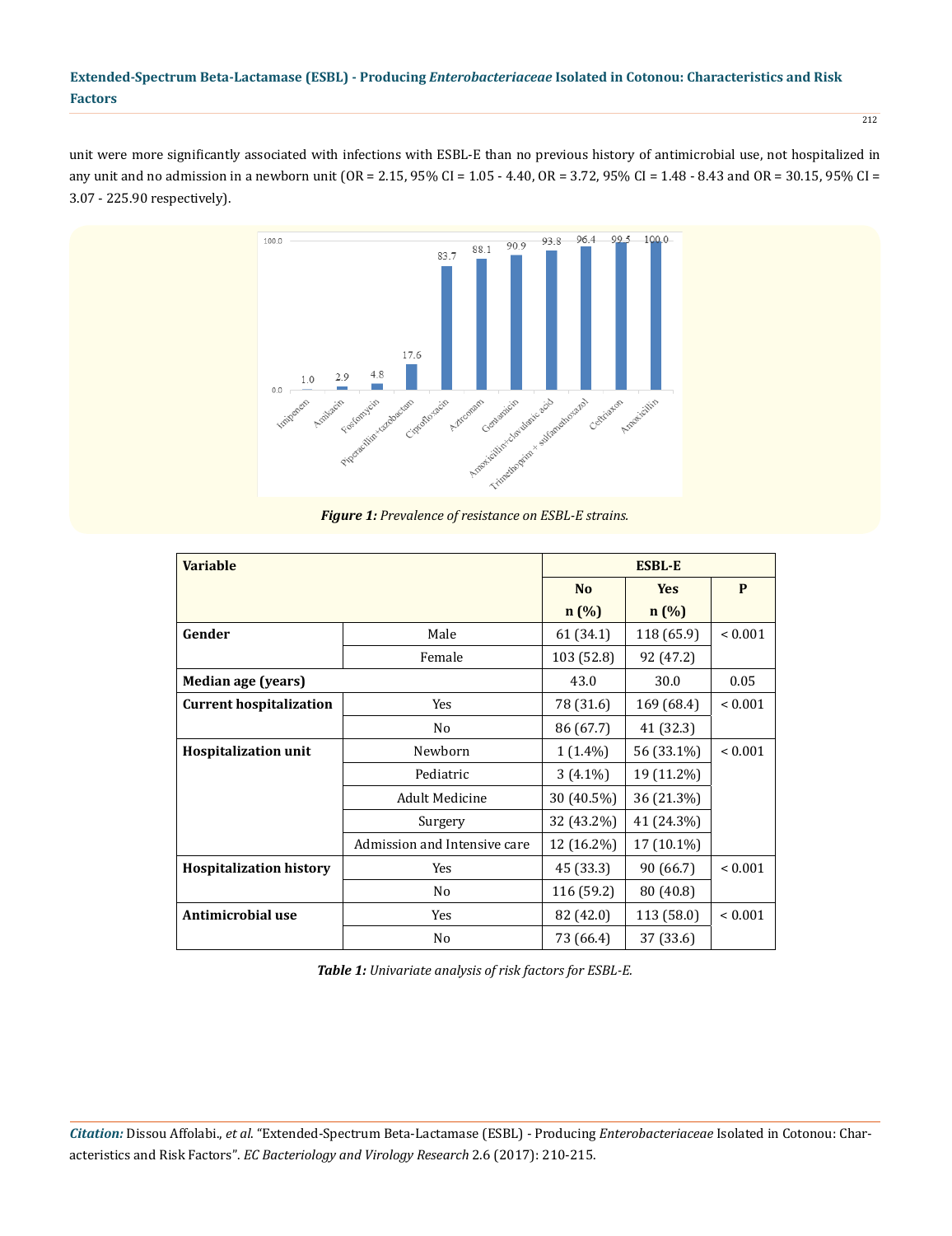unit were more significantly associated with infections with ESBL-E than no previous history of antimicrobial use, not hospitalized in any unit and no admission in a newborn unit (OR = 2.15, 95% CI = 1.05 - 4.40, OR = 3.72, 95% CI = 1.48 - 8.43 and OR = 30.15, 95% CI = 3.07 - 225.90 respectively).

***Figure 1:*** *Prevalence of resistance on ESBL-E strains.*

| Variable | | ESBL-E | | |
|---|---|---|---|---|
| | | **No** n (%) | **Yes** n (%) | **P** |
| **Gender** | Male | 61 (34.1) | 118 (65.9) | < 0.001 |
| | Female | 103 (52.8) | 92 (47.2) | |
| **Median age (years)** | | 43.0 | 30.0 | 0.05 |
| **Current hospitalization** | Yes | 78 (31.6) | 169 (68.4) | < 0.001 |
| | No | 86 (67.7) | 41 (32.3) | |
| **Hospitalization unit** | Newborn | 1 (1.4%) | 56 (33.1%) | < 0.001 |
| | Pediatric | 3 (4.1%) | 19 (11.2%) | |
| | Adult Medicine | 30 (40.5%) | 36 (21.3%) | |
| | Surgery | 32 (43.2%) | 41 (24.3%) | |
| | Admission and Intensive care | 12 (16.2%) | 17 (10.1%) | |
| **Hospitalization history** | Yes | 45 (33.3) | 90 (66.7) | < 0.001 |
| | No | 116 (59.2) | 80 (40.8) | |
| **Antimicrobial use** | Yes | 82 (42.0) | 113 (58.0) | < 0.001 |
| | No | 73 (66.4) | 37 (33.6) | |

***Table 1:*** *Univariate analysis of risk factors for ESBL-E.*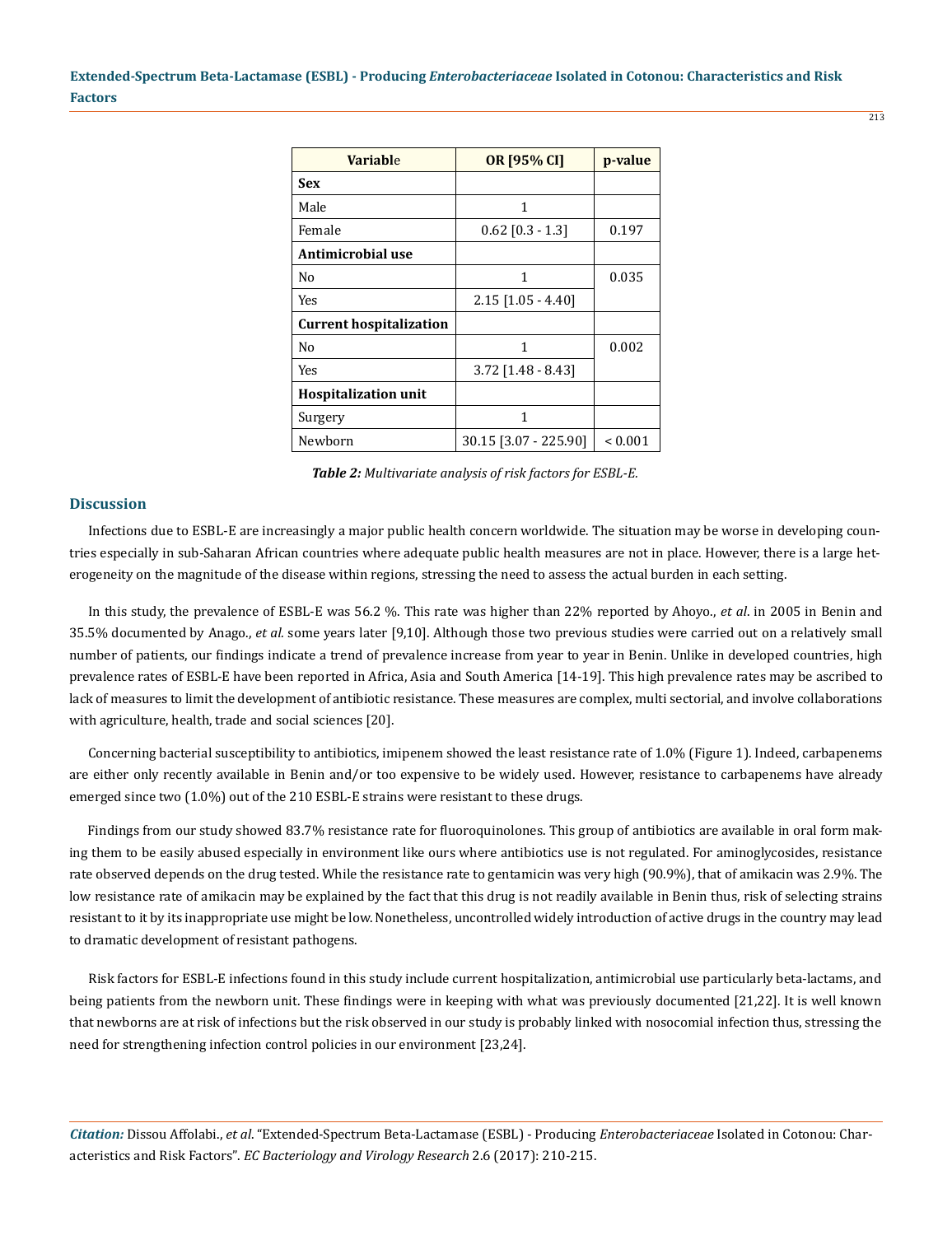| Variable | OR [95% CI] | p-value |
|---|---|---|
| **Sex** | | |
| Male | 1 | |
| Female | 0.62 [0.3 - 1.3] | 0.197 |
| **Antimicrobial use** | | |
| No | 1 | 0.035 |
| Yes | 2.15 [1.05 - 4.40] | |
| **Current hospitalization** | | |
| No | 1 | 0.002 |
| Yes | 3.72 [1.48 - 8.43] | |
| **Hospitalization unit** | | |
| Surgery | 1 | |
| Newborn | 30.15 [3.07 - 225.90] | < 0.001 |

***Table 2:** Multivariate analysis of risk factors for ESBL-E.*

## Discussion

Infections due to ESBL-E are increasingly a major public health concern worldwide. The situation may be worse in developing countries especially in sub-Saharan African countries where adequate public health measures are not in place. However, there is a large heterogeneity on the magnitude of the disease within regions, stressing the need to assess the actual burden in each setting.

In this study, the prevalence of ESBL-E was 56.2 %. This rate was higher than 22% reported by Ahoyo., *et al*. in 2005 in Benin and 35.5% documented by Anago., *et al.* some years later [9,10]. Although those two previous studies were carried out on a relatively small number of patients, our findings indicate a trend of prevalence increase from year to year in Benin. Unlike in developed countries, high prevalence rates of ESBL-E have been reported in Africa, Asia and South America [14-19]. This high prevalence rates may be ascribed to lack of measures to limit the development of antibiotic resistance. These measures are complex, multi sectorial, and involve collaborations with agriculture, health, trade and social sciences [20].

Concerning bacterial susceptibility to antibiotics, imipenem showed the least resistance rate of 1.0% (Figure 1). Indeed, carbapenems are either only recently available in Benin and/or too expensive to be widely used. However, resistance to carbapenems have already emerged since two (1.0%) out of the 210 ESBL-E strains were resistant to these drugs.

Findings from our study showed 83.7% resistance rate for fluoroquinolones. This group of antibiotics are available in oral form making them to be easily abused especially in environment like ours where antibiotics use is not regulated. For aminoglycosides, resistance rate observed depends on the drug tested. While the resistance rate to gentamicin was very high (90.9%), that of amikacin was 2.9%. The low resistance rate of amikacin may be explained by the fact that this drug is not readily available in Benin thus, risk of selecting strains resistant to it by its inappropriate use might be low. Nonetheless, uncontrolled widely introduction of active drugs in the country may lead to dramatic development of resistant pathogens.

Risk factors for ESBL-E infections found in this study include current hospitalization, antimicrobial use particularly beta-lactams, and being patients from the newborn unit. These findings were in keeping with what was previously documented [21,22]. It is well known that newborns are at risk of infections but the risk observed in our study is probably linked with nosocomial infection thus, stressing the need for strengthening infection control policies in our environment [23,24].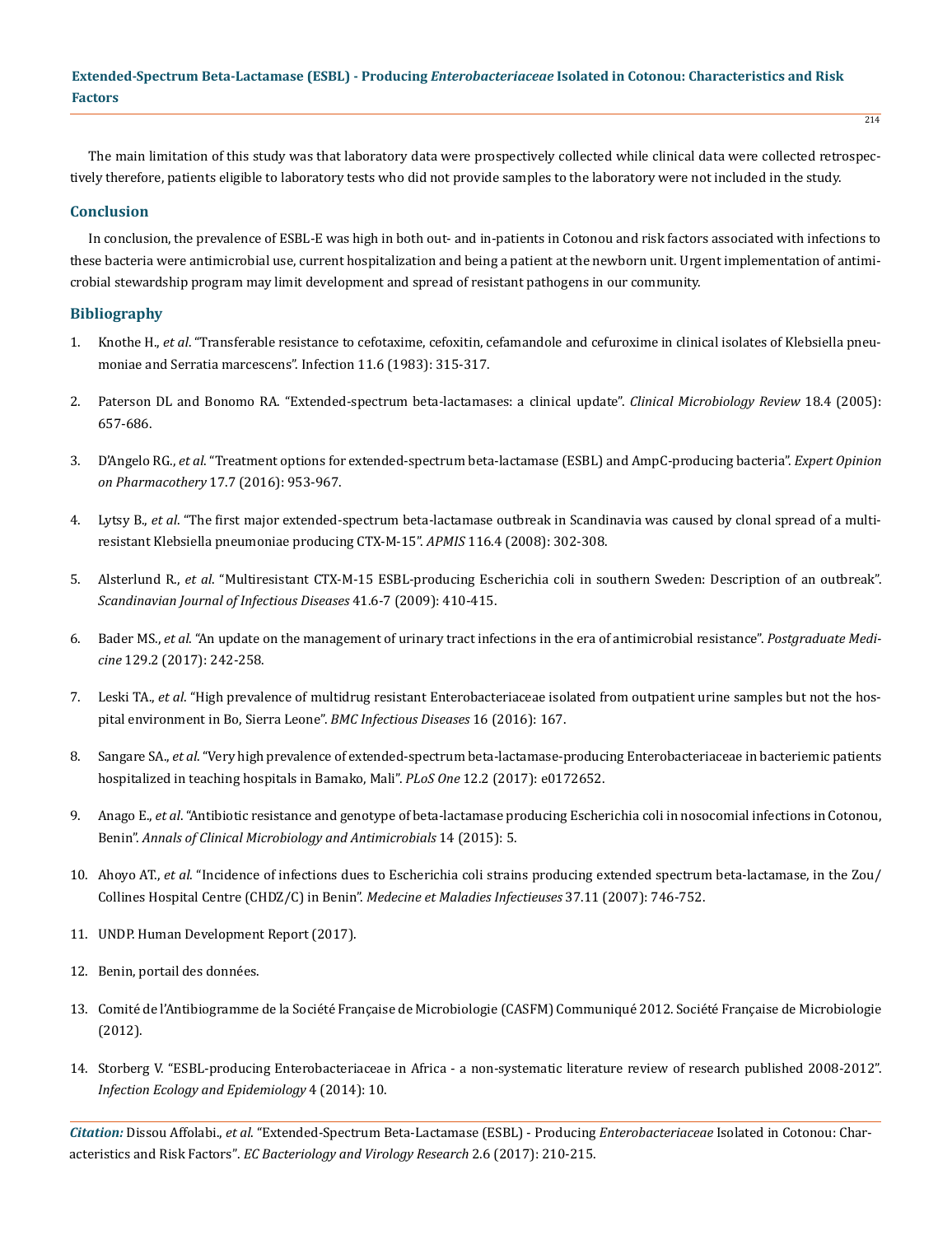The main limitation of this study was that laboratory data were prospectively collected while clinical data were collected retrospectively therefore, patients eligible to laboratory tests who did not provide samples to the laboratory were not included in the study.

## Conclusion

In conclusion, the prevalence of ESBL-E was high in both out- and in-patients in Cotonou and risk factors associated with infections to these bacteria were antimicrobial use, current hospitalization and being a patient at the newborn unit. Urgent implementation of antimicrobial stewardship program may limit development and spread of resistant pathogens in our community.

## Bibliography

1. Knothe H., *et al*. "Transferable resistance to cefotaxime, cefoxitin, cefamandole and cefuroxime in clinical isolates of Klebsiella pneumoniae and Serratia marcescens". Infection 11.6 (1983): 315-317.
2. Paterson DL and Bonomo RA. "Extended-spectrum beta-lactamases: a clinical update". *Clinical Microbiology Review* 18.4 (2005): 657-686.
3. D'Angelo RG., *et al*. "Treatment options for extended-spectrum beta-lactamase (ESBL) and AmpC-producing bacteria". *Expert Opinion on Pharmacothery* 17.7 (2016): 953-967.
4. Lytsy B., *et al*. "The first major extended-spectrum beta-lactamase outbreak in Scandinavia was caused by clonal spread of a multiresistant Klebsiella pneumoniae producing CTX-M-15". *APMIS* 116.4 (2008): 302-308.
5. Alsterlund R., *et al*. "Multiresistant CTX-M-15 ESBL-producing Escherichia coli in southern Sweden: Description of an outbreak". *Scandinavian Journal of Infectious Diseases* 41.6-7 (2009): 410-415.
6. Bader MS., *et al*. "An update on the management of urinary tract infections in the era of antimicrobial resistance". *Postgraduate Medicine* 129.2 (2017): 242-258.
7. Leski TA., *et al*. "High prevalence of multidrug resistant Enterobacteriaceae isolated from outpatient urine samples but not the hospital environment in Bo, Sierra Leone". *BMC Infectious Diseases* 16 (2016): 167.
8. Sangare SA., *et al*. "Very high prevalence of extended-spectrum beta-lactamase-producing Enterobacteriaceae in bacteriemic patients hospitalized in teaching hospitals in Bamako, Mali". *PLoS One* 12.2 (2017): e0172652.
9. Anago E., *et al*. "Antibiotic resistance and genotype of beta-lactamase producing Escherichia coli in nosocomial infections in Cotonou, Benin". *Annals of Clinical Microbiology and Antimicrobials* 14 (2015): 5.
10. Ahoyo AT., *et al*. "Incidence of infections dues to Escherichia coli strains producing extended spectrum beta-lactamase, in the Zou/Collines Hospital Centre (CHDZ/C) in Benin". *Medecine et Maladies Infectieuses* 37.11 (2007): 746-752.
11. UNDP. Human Development Report (2017).
12. Benin, portail des données.
13. Comité de l'Antibiogramme de la Société Française de Microbiologie (CASFM) Communiqué 2012. Société Française de Microbiologie (2012).
14. Storberg V. "ESBL-producing Enterobacteriaceae in Africa - a non-systematic literature review of research published 2008-2012". *Infection Ecology and Epidemiology* 4 (2014): 10.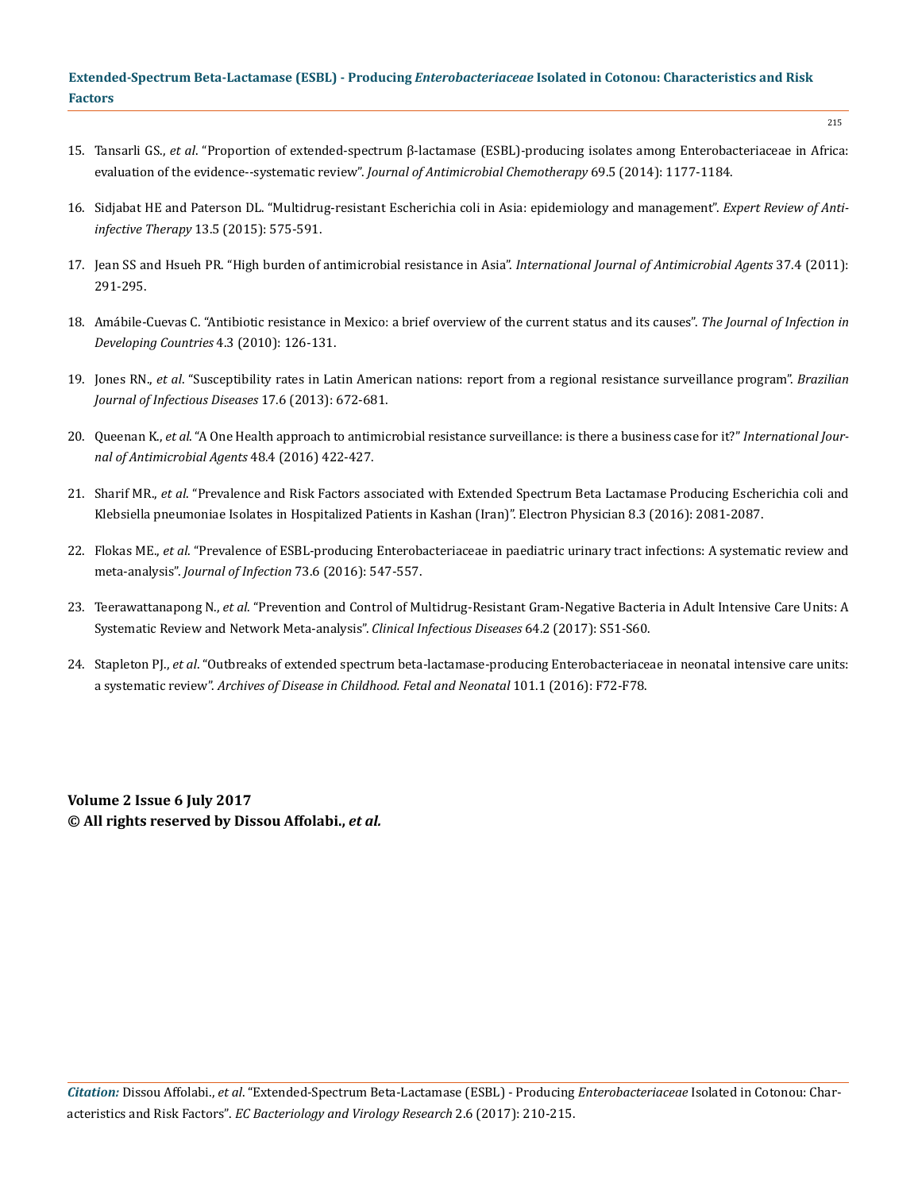15. Tansarli GS., *et al*. "Proportion of extended-spectrum β-lactamase (ESBL)-producing isolates among Enterobacteriaceae in Africa: evaluation of the evidence--systematic review". *Journal of Antimicrobial Chemotherapy* 69.5 (2014): 1177-1184.

16. Sidjabat HE and Paterson DL. "Multidrug-resistant Escherichia coli in Asia: epidemiology and management". *Expert Review of Anti-infective Therapy* 13.5 (2015): 575-591.

17. Jean SS and Hsueh PR. "High burden of antimicrobial resistance in Asia". *International Journal of Antimicrobial Agents* 37.4 (2011): 291-295.

18. Amábile-Cuevas C. "Antibiotic resistance in Mexico: a brief overview of the current status and its causes". *The Journal of Infection in Developing Countries* 4.3 (2010): 126-131.

19. Jones RN., *et al*. "Susceptibility rates in Latin American nations: report from a regional resistance surveillance program". *Brazilian Journal of Infectious Diseases* 17.6 (2013): 672-681.

20. Queenan K., *et al*. "A One Health approach to antimicrobial resistance surveillance: is there a business case for it?" *International Journal of Antimicrobial Agents* 48.4 (2016) 422-427.

21. Sharif MR., *et al*. "Prevalence and Risk Factors associated with Extended Spectrum Beta Lactamase Producing Escherichia coli and Klebsiella pneumoniae Isolates in Hospitalized Patients in Kashan (Iran)". Electron Physician 8.3 (2016): 2081-2087.

22. Flokas ME., *et al*. "Prevalence of ESBL-producing Enterobacteriaceae in paediatric urinary tract infections: A systematic review and meta-analysis". *Journal of Infection* 73.6 (2016): 547-557.

23. Teerawattanapong N., *et al*. "Prevention and Control of Multidrug-Resistant Gram-Negative Bacteria in Adult Intensive Care Units: A Systematic Review and Network Meta-analysis". *Clinical Infectious Diseases* 64.2 (2017): S51-S60.

24. Stapleton PJ., *et al*. "Outbreaks of extended spectrum beta-lactamase-producing Enterobacteriaceae in neonatal intensive care units: a systematic review". *Archives of Disease in Childhood. Fetal and Neonatal* 101.1 (2016): F72-F78.

**Volume 2 Issue 6 July 2017**
**© All rights reserved by Dissou Affolabi., *et al.***